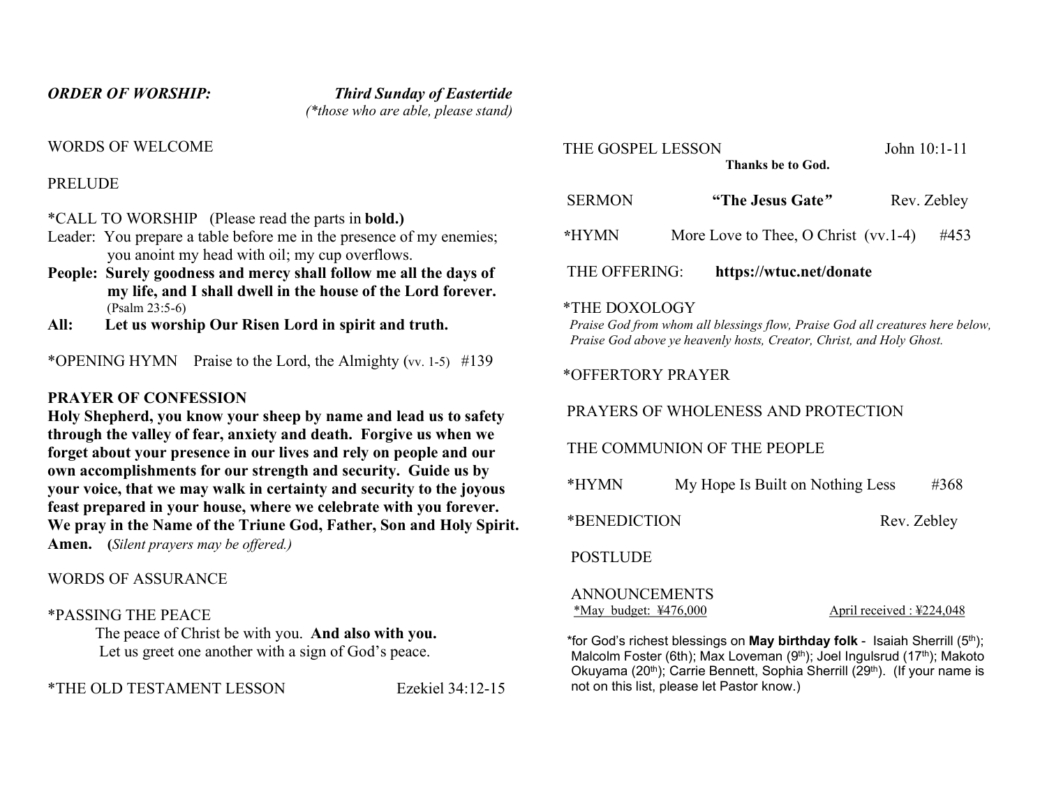***ORDER OF WORSHIP:*** ***Third Sunday of Eastertide***
*(\*those who are able, please stand)*

WORDS OF WELCOME

PRELUDE

*CALL TO WORSHIP (Please read the parts in **bold.)**

Leader: You prepare a table before me in the presence of my enemies; you anoint my head with oil; my cup overflows.

**People: Surely goodness and mercy shall follow me all the days of my life, and I shall dwell in the house of the Lord forever.** (Psalm 23:5-6)

**All: Let us worship Our Risen Lord in spirit and truth.**

*OPENING HYMN Praise to the Lord, the Almighty (vv. 1-5) #139

**PRAYER OF CONFESSION**

**Holy Shepherd, you know your sheep by name and lead us to safety through the valley of fear, anxiety and death. Forgive us when we forget about your presence in our lives and rely on people and our own accomplishments for our strength and security. Guide us by your voice, that we may walk in certainty and security to the joyous feast prepared in your house, where we celebrate with you forever. We pray in the Name of the Triune God, Father, Son and Holy Spirit. Amen.** (*Silent prayers may be offered.)*

WORDS OF ASSURANCE

*PASSING THE PEACE

The peace of Christ be with you. **And also with you.**
Let us greet one another with a sign of God's peace.

*THE OLD TESTAMENT LESSON Ezekiel 34:12-15

THE GOSPEL LESSON John 10:1-11
**Thanks be to God.**

SERMON **"The Jesus Gate"** Rev. Zebley

*HYMN More Love to Thee, O Christ (vv.1-4) #453

THE OFFERING: **https://wtuc.net/donate**

*THE DOXOLOGY
*Praise God from whom all blessings flow, Praise God all creatures here below, Praise God above ye heavenly hosts, Creator, Christ, and Holy Ghost.*

*OFFERTORY PRAYER

PRAYERS OF WHOLENESS AND PROTECTION

THE COMMUNION OF THE PEOPLE

*HYMN My Hope Is Built on Nothing Less #368

*BENEDICTION Rev. Zebley

POSTLUDE

ANNOUNCEMENTS
<u>*May budget: ¥476,000</u> <u>April received : ¥224,048</u>

*for God's richest blessings on **May birthday folk** - Isaiah Sherrill (5th); Malcolm Foster (6th); Max Loveman (9th); Joel Ingulsrud (17th); Makoto Okuyama (20th); Carrie Bennett, Sophia Sherrill (29th). (If your name is not on this list, please let Pastor know.)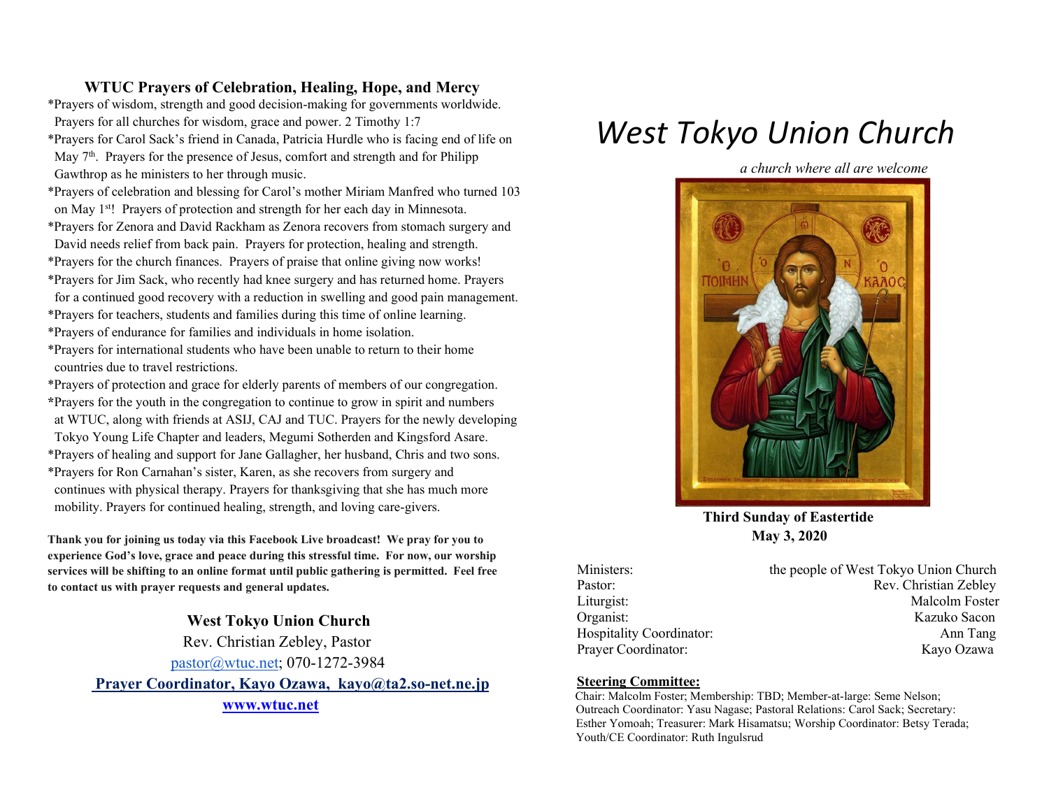## WTUC Prayers of Celebration, Healing, Hope, and Mercy

*Prayers of wisdom, strength and good decision-making for governments worldwide. Prayers for all churches for wisdom, grace and power. 2 Timothy 1:7

*Prayers for Carol Sack's friend in Canada, Patricia Hurdle who is facing end of life on May 7th. Prayers for the presence of Jesus, comfort and strength and for Philipp Gawthrop as he ministers to her through music.

*Prayers of celebration and blessing for Carol's mother Miriam Manfred who turned 103 on May 1st! Prayers of protection and strength for her each day in Minnesota.

*Prayers for Zenora and David Rackham as Zenora recovers from stomach surgery and David needs relief from back pain. Prayers for protection, healing and strength.

*Prayers for the church finances. Prayers of praise that online giving now works!

*Prayers for Jim Sack, who recently had knee surgery and has returned home. Prayers for a continued good recovery with a reduction in swelling and good pain management.

*Prayers for teachers, students and families during this time of online learning.

*Prayers of endurance for families and individuals in home isolation.

*Prayers for international students who have been unable to return to their home countries due to travel restrictions.

*Prayers of protection and grace for elderly parents of members of our congregation.

*Prayers for the youth in the congregation to continue to grow in spirit and numbers at WTUC, along with friends at ASIJ, CAJ and TUC. Prayers for the newly developing Tokyo Young Life Chapter and leaders, Megumi Sotherden and Kingsford Asare.

*Prayers of healing and support for Jane Gallagher, her husband, Chris and two sons.

*Prayers for Ron Carnahan's sister, Karen, as she recovers from surgery and continues with physical therapy. Prayers for thanksgiving that she has much more mobility. Prayers for continued healing, strength, and loving care-givers.

**Thank you for joining us today via this Facebook Live broadcast! We pray for you to experience God's love, grace and peace during this stressful time. For now, our worship services will be shifting to an online format until public gathering is permitted. Feel free to contact us with prayer requests and general updates.**

**West Tokyo Union Church**

Rev. Christian Zebley, Pastor

pastor@wtuc.net; 070-1272-3984

**Prayer Coordinator, Kayo Ozawa, kayo@ta2.so-net.ne.jp**

**www.wtuc.net**

# *West Tokyo Union Church*

*a church where all are welcome*

**Third Sunday of Eastertide**

**May 3, 2020**

| | |
|---|---|
| Ministers: | the people of West Tokyo Union Church |
| Pastor: | Rev. Christian Zebley |
| Liturgist: | Malcolm Foster |
| Organist: | Kazuko Sacon |
| Hospitality Coordinator: | Ann Tang |
| Prayer Coordinator: | Kayo Ozawa |

**Steering Committee:**

Chair: Malcolm Foster; Membership: TBD; Member-at-large: Seme Nelson; Outreach Coordinator: Yasu Nagase; Pastoral Relations: Carol Sack; Secretary: Esther Yomoah; Treasurer: Mark Hisamatsu; Worship Coordinator: Betsy Terada; Youth/CE Coordinator: Ruth Ingulsrud